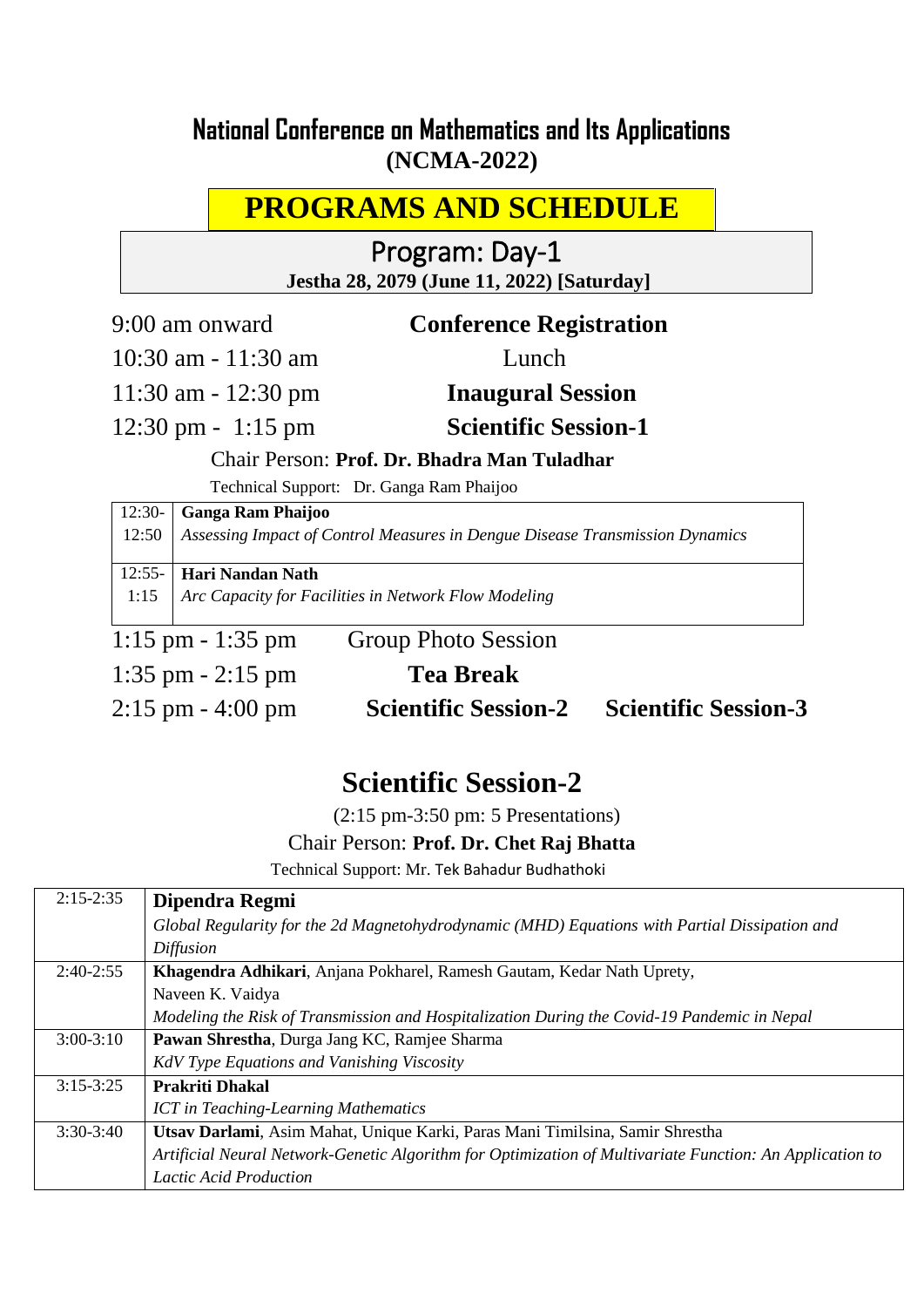# National Conference on Mathematics and Its Applications
**(NCMA-2022)**

## PROGRAMS AND SCHEDULE

### Program: Day-1

**Jestha 28, 2079 (June 11, 2022) [Saturday]**

| | |
|---|---|
| 9:00 am onward | **Conference Registration** |
| 10:30 am - 11:30 am | Lunch |
| 11:30 am - 12:30 pm | **Inaugural Session** |
| 12:30 pm - 1:15 pm | **Scientific Session-1** |

Chair Person: **Prof. Dr. Bhadra Man Tuladhar**

Technical Support: Dr. Ganga Ram Phaijoo

| Time | Presentation |
|---|---|
| 12:30-12:50 | **Ganga Ram Phaijoo**<br>*Assessing Impact of Control Measures in Dengue Disease Transmission Dynamics* |
| 12:55-1:15 | **Hari Nandan Nath**<br>*Arc Capacity for Facilities in Network Flow Modeling* |

| | | |
|---|---|---|
| 1:15 pm - 1:35 pm | Group Photo Session | |
| 1:35 pm - 2:15 pm | **Tea Break** | |
| 2:15 pm - 4:00 pm | **Scientific Session-2** | **Scientific Session-3** |

## Scientific Session-2

(2:15 pm-3:50 pm: 5 Presentations)

Chair Person: **Prof. Dr. Chet Raj Bhatta**

Technical Support: Mr. Tek Bahadur Budhathoki

| Time | Presentation |
|---|---|
| 2:15-2:35 | **Dipendra Regmi**<br>*Global Regularity for the 2d Magnetohydrodynamic (MHD) Equations with Partial Dissipation and Diffusion* |
| 2:40-2:55 | **Khagendra Adhikari**, Anjana Pokharel, Ramesh Gautam, Kedar Nath Uprety, Naveen K. Vaidya<br>*Modeling the Risk of Transmission and Hospitalization During the Covid-19 Pandemic in Nepal* |
| 3:00-3:10 | **Pawan Shrestha**, Durga Jang KC, Ramjee Sharma<br>*KdV Type Equations and Vanishing Viscosity* |
| 3:15-3:25 | **Prakriti Dhakal**<br>*ICT in Teaching-Learning Mathematics* |
| 3:30-3:40 | **Utsav Darlami**, Asim Mahat, Unique Karki, Paras Mani Timilsina, Samir Shrestha<br>*Artificial Neural Network-Genetic Algorithm for Optimization of Multivariate Function: An Application to Lactic Acid Production* |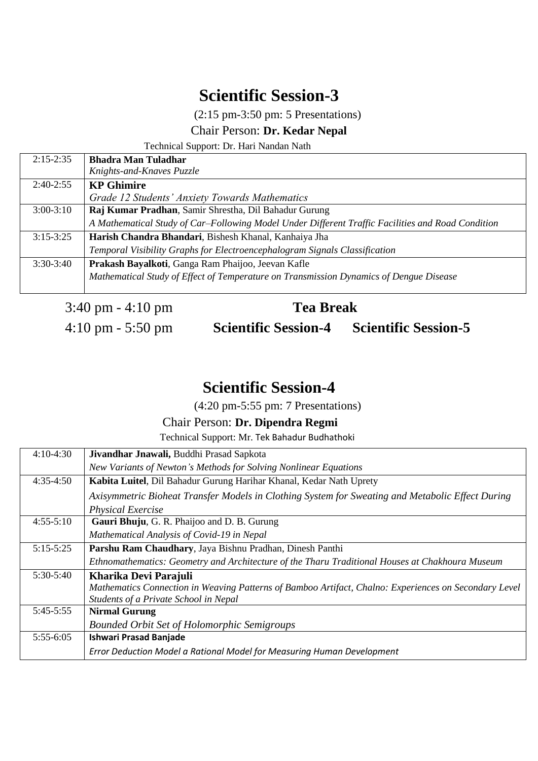# Scientific Session-3

(2:15 pm-3:50 pm: 5 Presentations)

Chair Person: **Dr. Kedar Nepal**

Technical Support: Dr. Hari Nandan Nath

| | |
|---|---|
| 2:15-2:35 | **Bhadra Man Tuladhar**<br>*Knights-and-Knaves Puzzle* |
| 2:40-2:55 | **KP Ghimire**<br>*Grade 12 Students' Anxiety Towards Mathematics* |
| 3:00-3:10 | **Raj Kumar Pradhan**, Samir Shrestha, Dil Bahadur Gurung<br>*A Mathematical Study of Car–Following Model Under Different Traffic Facilities and Road Condition* |
| 3:15-3:25 | **Harish Chandra Bhandari**, Bishesh Khanal, Kanhaiya Jha<br>*Temporal Visibility Graphs for Electroencephalogram Signals Classification* |
| 3:30-3:40 | **Prakash Bayalkoti**, Ganga Ram Phaijoo, Jeevan Kafle<br>*Mathematical Study of Effect of Temperature on Transmission Dynamics of Dengue Disease* |

3:40 pm - 4:10 pm **Tea Break**

4:10 pm - 5:50 pm **Scientific Session-4** **Scientific Session-5**

# Scientific Session-4

(4:20 pm-5:55 pm: 7 Presentations)

Chair Person: **Dr. Dipendra Regmi**

Technical Support: Mr. Tek Bahadur Budhathoki

| | |
|---|---|
| 4:10-4:30 | **Jivandhar Jnawali,** Buddhi Prasad Sapkota<br>*New Variants of Newton's Methods for Solving Nonlinear Equations* |
| 4:35-4:50 | **Kabita Luitel**, Dil Bahadur Gurung Harihar Khanal, Kedar Nath Uprety<br>*Axisymmetric Bioheat Transfer Models in Clothing System for Sweating and Metabolic Effect During Physical Exercise* |
| 4:55-5:10 | **Gauri Bhuju**, G. R. Phaijoo and D. B. Gurung<br>*Mathematical Analysis of Covid-19 in Nepal* |
| 5:15-5:25 | **Parshu Ram Chaudhary**, Jaya Bishnu Pradhan, Dinesh Panthi<br>*Ethnomathematics: Geometry and Architecture of the Tharu Traditional Houses at Chakhoura Museum* |
| 5:30-5:40 | **Kharika Devi Parajuli**<br>*Mathematics Connection in Weaving Patterns of Bamboo Artifact, Chalno: Experiences on Secondary Level Students of a Private School in Nepal* |
| 5:45-5:55 | **Nirmal Gurung**<br>*Bounded Orbit Set of Holomorphic Semigroups* |
| 5:55-6:05 | **Ishwari Prasad Banjade**<br>*Error Deduction Model a Rational Model for Measuring Human Development* |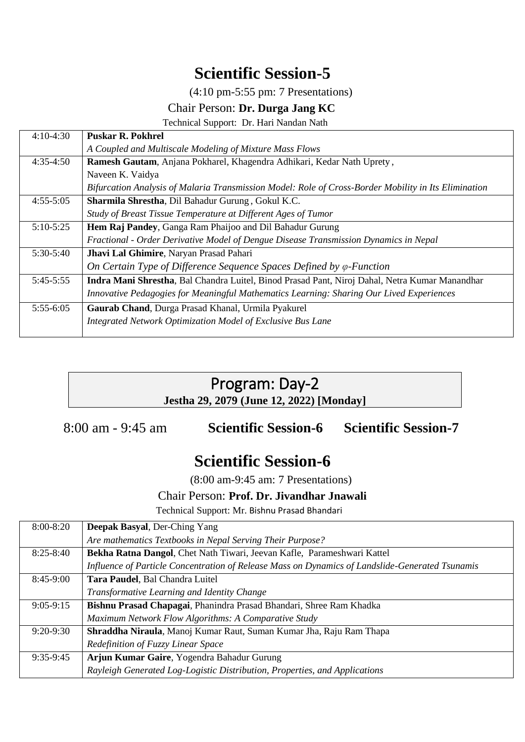# Scientific Session-5

(4:10 pm-5:55 pm: 7 Presentations)

Chair Person: **Dr. Durga Jang KC**

Technical Support: Dr. Hari Nandan Nath

| | |
|---|---|
| 4:10-4:30 | **Puskar R. Pokhrel**<br>*A Coupled and Multiscale Modeling of Mixture Mass Flows* |
| 4:35-4:50 | **Ramesh Gautam**, Anjana Pokharel, Khagendra Adhikari, Kedar Nath Uprety, Naveen K. Vaidya<br>*Bifurcation Analysis of Malaria Transmission Model: Role of Cross-Border Mobility in Its Elimination* |
| 4:55-5:05 | **Sharmila Shrestha**, Dil Bahadur Gurung, Gokul K.C.<br>*Study of Breast Tissue Temperature at Different Ages of Tumor* |
| 5:10-5:25 | **Hem Raj Pandey**, Ganga Ram Phaijoo and Dil Bahadur Gurung<br>*Fractional - Order Derivative Model of Dengue Disease Transmission Dynamics in Nepal* |
| 5:30-5:40 | **Jhavi Lal Ghimire**, Naryan Prasad Pahari<br>*On Certain Type of Difference Sequence Spaces Defined by φ-Function* |
| 5:45-5:55 | **Indra Mani Shrestha**, Bal Chandra Luitel, Binod Prasad Pant, Niroj Dahal, Netra Kumar Manandhar<br>*Innovative Pedagogies for Meaningful Mathematics Learning: Sharing Our Lived Experiences* |
| 5:55-6:05 | **Gaurab Chand**, Durga Prasad Khanal, Urmila Pyakurel<br>*Integrated Network Optimization Model of Exclusive Bus Lane* |

## Program: Day-2

**Jestha 29, 2079 (June 12, 2022) [Monday]**

8:00 am - 9:45 am **Scientific Session-6** **Scientific Session-7**

# Scientific Session-6

(8:00 am-9:45 am: 7 Presentations)

Chair Person: **Prof. Dr. Jivandhar Jnawali**

Technical Support: Mr. Bishnu Prasad Bhandari

| | |
|---|---|
| 8:00-8:20 | **Deepak Basyal**, Der-Ching Yang<br>*Are mathematics Textbooks in Nepal Serving Their Purpose?* |
| 8:25-8:40 | **Bekha Ratna Dangol**, Chet Nath Tiwari, Jeevan Kafle, Parameshwari Kattel<br>*Influence of Particle Concentration of Release Mass on Dynamics of Landslide-Generated Tsunamis* |
| 8:45-9:00 | **Tara Paudel**, Bal Chandra Luitel<br>*Transformative Learning and Identity Change* |
| 9:05-9:15 | **Bishnu Prasad Chapagai**, Phanindra Prasad Bhandari, Shree Ram Khadka<br>*Maximum Network Flow Algorithms: A Comparative Study* |
| 9:20-9:30 | **Shraddha Niraula**, Manoj Kumar Raut, Suman Kumar Jha, Raju Ram Thapa<br>*Redefinition of Fuzzy Linear Space* |
| 9:35-9:45 | **Arjun Kumar Gaire**, Yogendra Bahadur Gurung<br>*Rayleigh Generated Log-Logistic Distribution, Properties, and Applications* |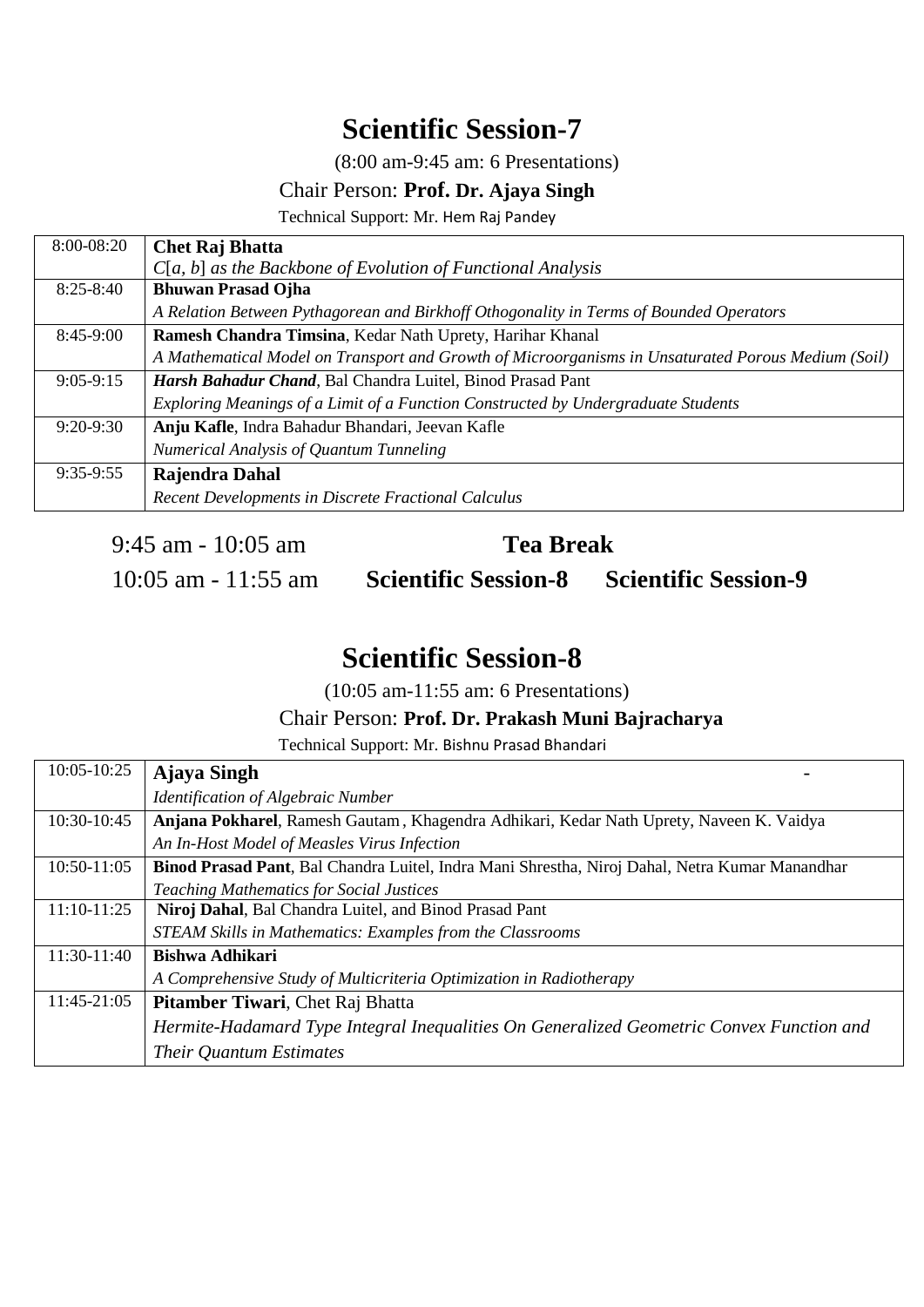# Scientific Session-7

(8:00 am-9:45 am: 6 Presentations)

Chair Person: **Prof. Dr. Ajaya Singh**

Technical Support: Mr. Hem Raj Pandey

| | |
|---|---|
| 8:00-08:20 | **Chet Raj Bhatta**<br>*$C[a, b]$ as the Backbone of Evolution of Functional Analysis* |
| 8:25-8:40 | **Bhuwan Prasad Ojha**<br>*A Relation Between Pythagorean and Birkhoff Othogonality in Terms of Bounded Operators* |
| 8:45-9:00 | **Ramesh Chandra Timsina**, Kedar Nath Uprety, Harihar Khanal<br>*A Mathematical Model on Transport and Growth of Microorganisms in Unsaturated Porous Medium (Soil)* |
| 9:05-9:15 | ***Harsh Bahadur Chand***, Bal Chandra Luitel, Binod Prasad Pant<br>*Exploring Meanings of a Limit of a Function Constructed by Undergraduate Students* |
| 9:20-9:30 | **Anju Kafle**, Indra Bahadur Bhandari, Jeevan Kafle<br>*Numerical Analysis of Quantum Tunneling* |
| 9:35-9:55 | **Rajendra Dahal**<br>*Recent Developments in Discrete Fractional Calculus* |

9:45 am - 10:05 am **Tea Break**

10:05 am - 11:55 am **Scientific Session-8** **Scientific Session-9**

# Scientific Session-8

(10:05 am-11:55 am: 6 Presentations)

Chair Person: **Prof. Dr. Prakash Muni Bajracharya**

Technical Support: Mr. Bishnu Prasad Bhandari

| | |
|---|---|
| 10:05-10:25 | **Ajaya Singh** -<br>*Identification of Algebraic Number* |
| 10:30-10:45 | **Anjana Pokharel**, Ramesh Gautam , Khagendra Adhikari, Kedar Nath Uprety, Naveen K. Vaidya<br>*An In-Host Model of Measles Virus Infection* |
| 10:50-11:05 | **Binod Prasad Pant**, Bal Chandra Luitel, Indra Mani Shrestha, Niroj Dahal, Netra Kumar Manandhar<br>*Teaching Mathematics for Social Justices* |
| 11:10-11:25 | **Niroj Dahal**, Bal Chandra Luitel, and Binod Prasad Pant<br>*STEAM Skills in Mathematics: Examples from the Classrooms* |
| 11:30-11:40 | **Bishwa Adhikari**<br>*A Comprehensive Study of Multicriteria Optimization in Radiotherapy* |
| 11:45-21:05 | **Pitamber Tiwari**, Chet Raj Bhatta<br>*Hermite-Hadamard Type Integral Inequalities On Generalized Geometric Convex Function and Their Quantum Estimates* |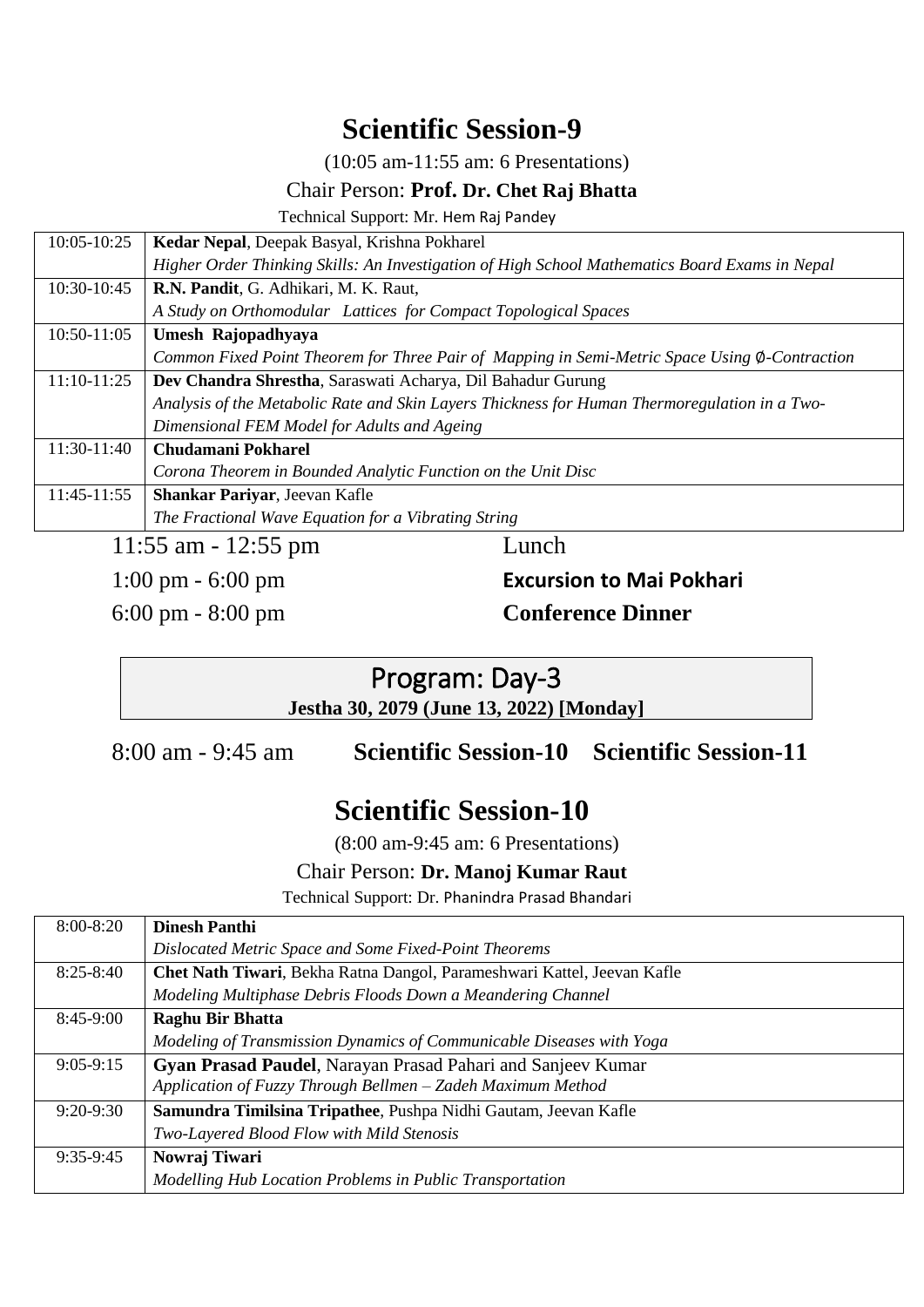# Scientific Session-9

(10:05 am-11:55 am: 6 Presentations)

Chair Person: **Prof. Dr. Chet Raj Bhatta**

Technical Support: Mr. Hem Raj Pandey

| | |
|---|---|
| 10:05-10:25 | **Kedar Nepal**, Deepak Basyal, Krishna Pokharel<br>*Higher Order Thinking Skills: An Investigation of High School Mathematics Board Exams in Nepal* |
| 10:30-10:45 | **R.N. Pandit**, G. Adhikari, M. K. Raut,<br>*A Study on Orthomodular Lattices for Compact Topological Spaces* |
| 10:50-11:05 | **Umesh Rajopadhyaya**<br>*Common Fixed Point Theorem for Three Pair of Mapping in Semi-Metric Space Using $\emptyset$-Contraction* |
| 11:10-11:25 | **Dev Chandra Shrestha**, Saraswati Acharya, Dil Bahadur Gurung<br>*Analysis of the Metabolic Rate and Skin Layers Thickness for Human Thermoregulation in a Two-Dimensional FEM Model for Adults and Ageing* |
| 11:30-11:40 | **Chudamani Pokharel**<br>*Corona Theorem in Bounded Analytic Function on the Unit Disc* |
| 11:45-11:55 | **Shankar Pariyar**, Jeevan Kafle<br>*The Fractional Wave Equation for a Vibrating String* |

| | |
|---|---|
| 11:55 am - 12:55 pm | Lunch |
| 1:00 pm - 6:00 pm | **Excursion to Mai Pokhari** |
| 6:00 pm - 8:00 pm | **Conference Dinner** |

## Program: Day-3

**Jestha 30, 2079 (June 13, 2022) [Monday]**

8:00 am - 9:45 am **Scientific Session-10** **Scientific Session-11**

# Scientific Session-10

(8:00 am-9:45 am: 6 Presentations)

Chair Person: **Dr. Manoj Kumar Raut**

Technical Support: Dr. Phanindra Prasad Bhandari

| | |
|---|---|
| 8:00-8:20 | **Dinesh Panthi**<br>*Dislocated Metric Space and Some Fixed-Point Theorems* |
| 8:25-8:40 | **Chet Nath Tiwari**, Bekha Ratna Dangol, Parameshwari Kattel, Jeevan Kafle<br>*Modeling Multiphase Debris Floods Down a Meandering Channel* |
| 8:45-9:00 | **Raghu Bir Bhatta**<br>*Modeling of Transmission Dynamics of Communicable Diseases with Yoga* |
| 9:05-9:15 | **Gyan Prasad Paudel**, Narayan Prasad Pahari and Sanjeev Kumar<br>*Application of Fuzzy Through Bellmen – Zadeh Maximum Method* |
| 9:20-9:30 | **Samundra Timilsina Tripathee**, Pushpa Nidhi Gautam, Jeevan Kafle<br>*Two-Layered Blood Flow with Mild Stenosis* |
| 9:35-9:45 | **Nowraj Tiwari**<br>*Modelling Hub Location Problems in Public Transportation* |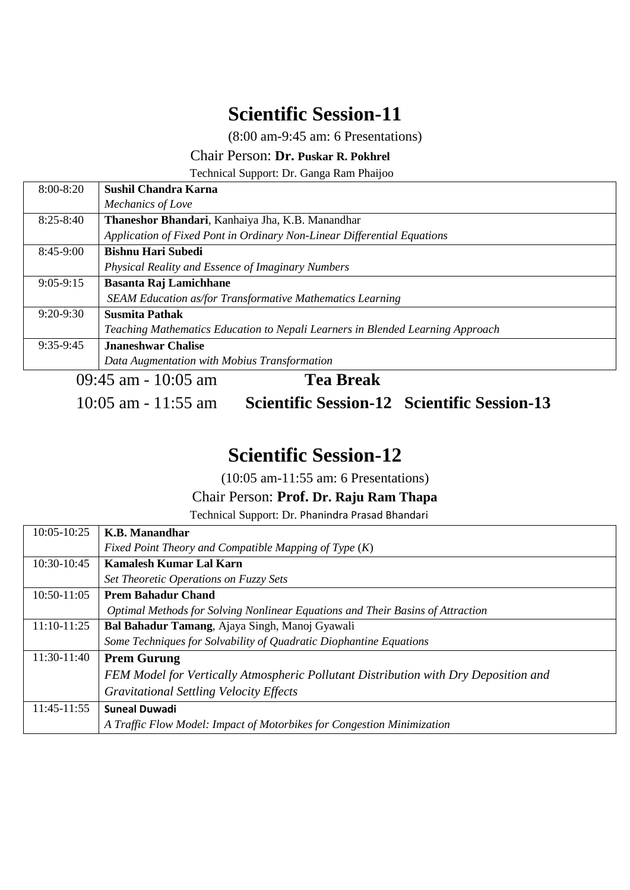# Scientific Session-11

(8:00 am-9:45 am: 6 Presentations)

Chair Person: **Dr. Puskar R. Pokhrel**

Technical Support: Dr. Ganga Ram Phaijoo

| | |
|---|---|
| 8:00-8:20 | **Sushil Chandra Karna**<br>*Mechanics of Love* |
| 8:25-8:40 | **Thaneshor Bhandari**, Kanhaiya Jha, K.B. Manandhar<br>*Application of Fixed Pont in Ordinary Non-Linear Differential Equations* |
| 8:45-9:00 | **Bishnu Hari Subedi**<br>*Physical Reality and Essence of Imaginary Numbers* |
| 9:05-9:15 | **Basanta Raj Lamichhane**<br>*SEAM Education as/for Transformative Mathematics Learning* |
| 9:20-9:30 | **Susmita Pathak**<br>*Teaching Mathematics Education to Nepali Learners in Blended Learning Approach* |
| 9:35-9:45 | **Jnaneshwar Chalise**<br>*Data Augmentation with Mobius Transformation* |

09:45 am - 10:05 am **Tea Break**

10:05 am - 11:55 am **Scientific Session-12 Scientific Session-13**

# Scientific Session-12

(10:05 am-11:55 am: 6 Presentations)

Chair Person: **Prof. Dr. Raju Ram Thapa**

Technical Support: Dr. Phanindra Prasad Bhandari

| | |
|---|---|
| 10:05-10:25 | **K.B. Manandhar**<br>*Fixed Point Theory and Compatible Mapping of Type (K)* |
| 10:30-10:45 | **Kamalesh Kumar Lal Karn**<br>*Set Theoretic Operations on Fuzzy Sets* |
| 10:50-11:05 | **Prem Bahadur Chand**<br>*Optimal Methods for Solving Nonlinear Equations and Their Basins of Attraction* |
| 11:10-11:25 | **Bal Bahadur Tamang**, Ajaya Singh, Manoj Gyawali<br>*Some Techniques for Solvability of Quadratic Diophantine Equations* |
| 11:30-11:40 | **Prem Gurung**<br>*FEM Model for Vertically Atmospheric Pollutant Distribution with Dry Deposition and Gravitational Settling Velocity Effects* |
| 11:45-11:55 | **Suneal Duwadi**<br>*A Traffic Flow Model: Impact of Motorbikes for Congestion Minimization* |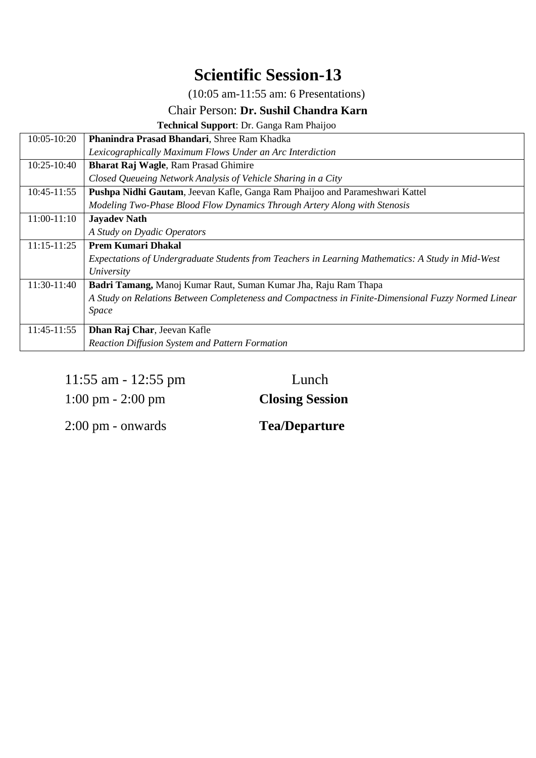# Scientific Session-13

(10:05 am-11:55 am: 6 Presentations)

Chair Person: **Dr. Sushil Chandra Karn**

**Technical Support**: Dr. Ganga Ram Phaijoo

| | |
|---|---|
| 10:05-10:20 | **Phanindra Prasad Bhandari**, Shree Ram Khadka<br>*Lexicographically Maximum Flows Under an Arc Interdiction* |
| 10:25-10:40 | **Bharat Raj Wagle**, Ram Prasad Ghimire<br>*Closed Queueing Network Analysis of Vehicle Sharing in a City* |
| 10:45-11:55 | **Pushpa Nidhi Gautam**, Jeevan Kafle, Ganga Ram Phaijoo and Parameshwari Kattel<br>*Modeling Two-Phase Blood Flow Dynamics Through Artery Along with Stenosis* |
| 11:00-11:10 | **Jayadev Nath**<br>*A Study on Dyadic Operators* |
| 11:15-11:25 | **Prem Kumari Dhakal**<br>*Expectations of Undergraduate Students from Teachers in Learning Mathematics: A Study in Mid-West University* |
| 11:30-11:40 | **Badri Tamang,** Manoj Kumar Raut, Suman Kumar Jha, Raju Ram Thapa<br>*A Study on Relations Between Completeness and Compactness in Finite-Dimensional Fuzzy Normed Linear Space* |
| 11:45-11:55 | **Dhan Raj Char**, Jeevan Kafle<br>*Reaction Diffusion System and Pattern Formation* |

11:55 am - 12:55 pm Lunch

1:00 pm - 2:00 pm **Closing Session**

2:00 pm - onwards **Tea/Departure**